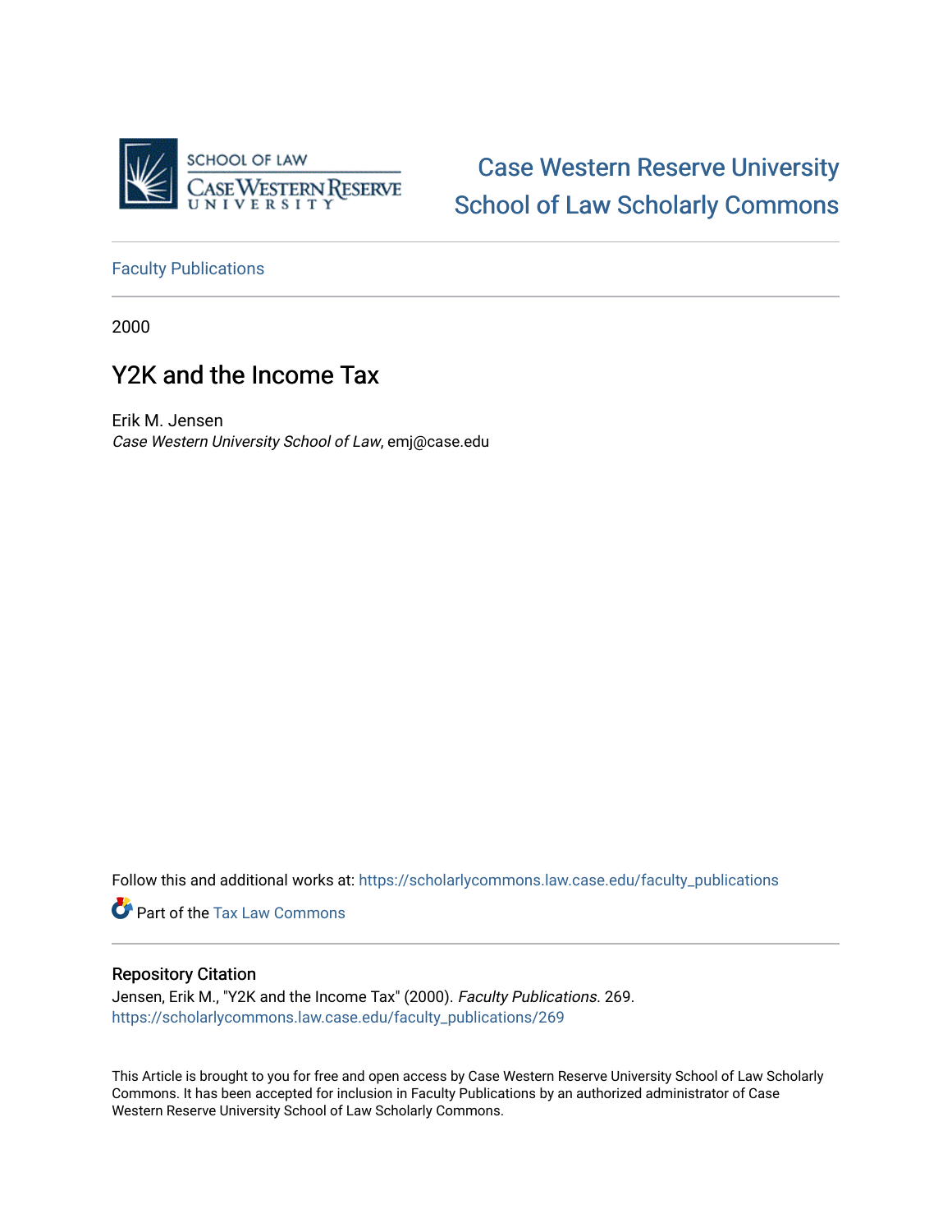Case Western Reserve University
School of Law Scholarly Commons

Faculty Publications

2000

# Y2K and the Income Tax

Erik M. Jensen
*Case Western University School of Law*, emj@case.edu

Follow this and additional works at: https://scholarlycommons.law.case.edu/faculty_publications

Part of the Tax Law Commons

## Repository Citation

Jensen, Erik M., "Y2K and the Income Tax" (2000). *Faculty Publications*. 269.
https://scholarlycommons.law.case.edu/faculty_publications/269

This Article is brought to you for free and open access by Case Western Reserve University School of Law Scholarly Commons. It has been accepted for inclusion in Faculty Publications by an authorized administrator of Case Western Reserve University School of Law Scholarly Commons.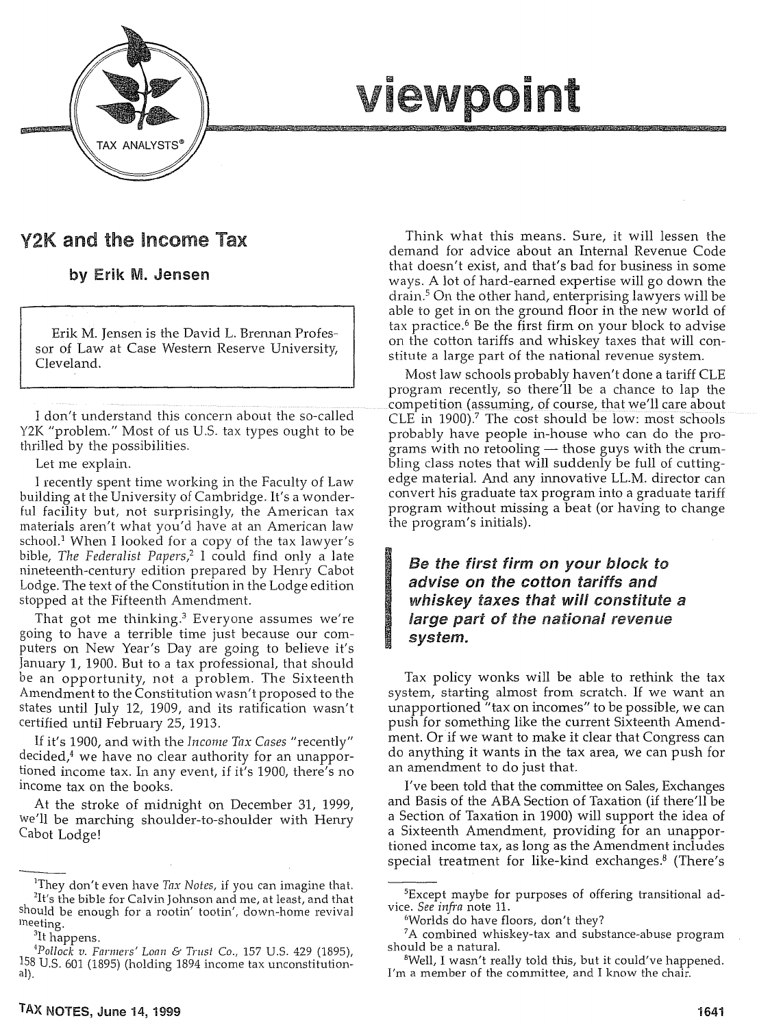# viewpoint

## Y2K and the Income Tax

### by Erik M. Jensen

Erik M. Jensen is the David L. Brennan Professor of Law at Case Western Reserve University, Cleveland.

I don't understand this concern about the so-called Y2K "problem." Most of us U.S. tax types ought to be thrilled by the possibilities.

Let me explain.

I recently spent time working in the Faculty of Law building at the University of Cambridge. It's a wonderful facility but, not surprisingly, the American tax materials aren't what you'd have at an American law school.[1] When I looked for a copy of the tax lawyer's bible, *The Federalist Papers*,[2] I could find only a late nineteenth-century edition prepared by Henry Cabot Lodge. The text of the Constitution in the Lodge edition stopped at the Fifteenth Amendment.

That got me thinking.[3] Everyone assumes we're going to have a terrible time just because our computers on New Year's Day are going to believe it's January 1, 1900. But to a tax professional, that should be an opportunity, not a problem. The Sixteenth Amendment to the Constitution wasn't proposed to the states until July 12, 1909, and its ratification wasn't certified until February 25, 1913.

If it's 1900, and with the *Income Tax Cases* "recently" decided,[4] we have no clear authority for an unapportioned income tax. In any event, if it's 1900, there's no income tax on the books.

At the stroke of midnight on December 31, 1999, we'll be marching shoulder-to-shoulder with Henry Cabot Lodge!

Think what this means. Sure, it will lessen the demand for advice about an Internal Revenue Code that doesn't exist, and that's bad for business in some ways. A lot of hard-earned expertise will go down the drain.[5] On the other hand, enterprising lawyers will be able to get in on the ground floor in the new world of tax practice.[6] Be the first firm on your block to advise on the cotton tariffs and whiskey taxes that will constitute a large part of the national revenue system.

Most law schools probably haven't done a tariff CLE program recently, so there'll be a chance to lap the competition (assuming, of course, that we'll care about CLE in 1900).[7] The cost should be low: most schools probably have people in-house who can do the programs with no retooling — those guys with the crumbling class notes that will suddenly be full of cutting-edge material. And any innovative LL.M. director can convert his graduate tax program into a graduate tariff program without missing a beat (or having to change the program's initials).

> ***Be the first firm on your block to advise on the cotton tariffs and whiskey taxes that will constitute a large part of the national revenue system.***

Tax policy wonks will be able to rethink the tax system, starting almost from scratch. If we want an unapportioned "tax on incomes" to be possible, we can push for something like the current Sixteenth Amendment. Or if we want to make it clear that Congress can do anything it wants in the tax area, we can push for an amendment to do just that.

I've been told that the committee on Sales, Exchanges and Basis of the ABA Section of Taxation (if there'll be a Section of Taxation in 1900) will support the idea of a Sixteenth Amendment, providing for an unapportioned income tax, as long as the Amendment includes special treatment for like-kind exchanges.[8] (There's

---

[1] They don't even have *Tax Notes*, if you can imagine that.

[2] It's the bible for Calvin Johnson and me, at least, and that should be enough for a rootin' tootin', down-home revival meeting.

[3] It happens.

[4] *Pollock v. Farmers' Loan & Trust Co.*, 157 U.S. 429 (1895), 158 U.S. 601 (1895) (holding 1894 income tax unconstitutional).

[5] Except maybe for purposes of offering transitional advice. *See infra* note 11.

[6] Worlds do have floors, don't they?

[7] A combined whiskey-tax and substance-abuse program should be a natural.

[8] Well, I wasn't really told this, but it could've happened. I'm a member of the committee, and I know the chair.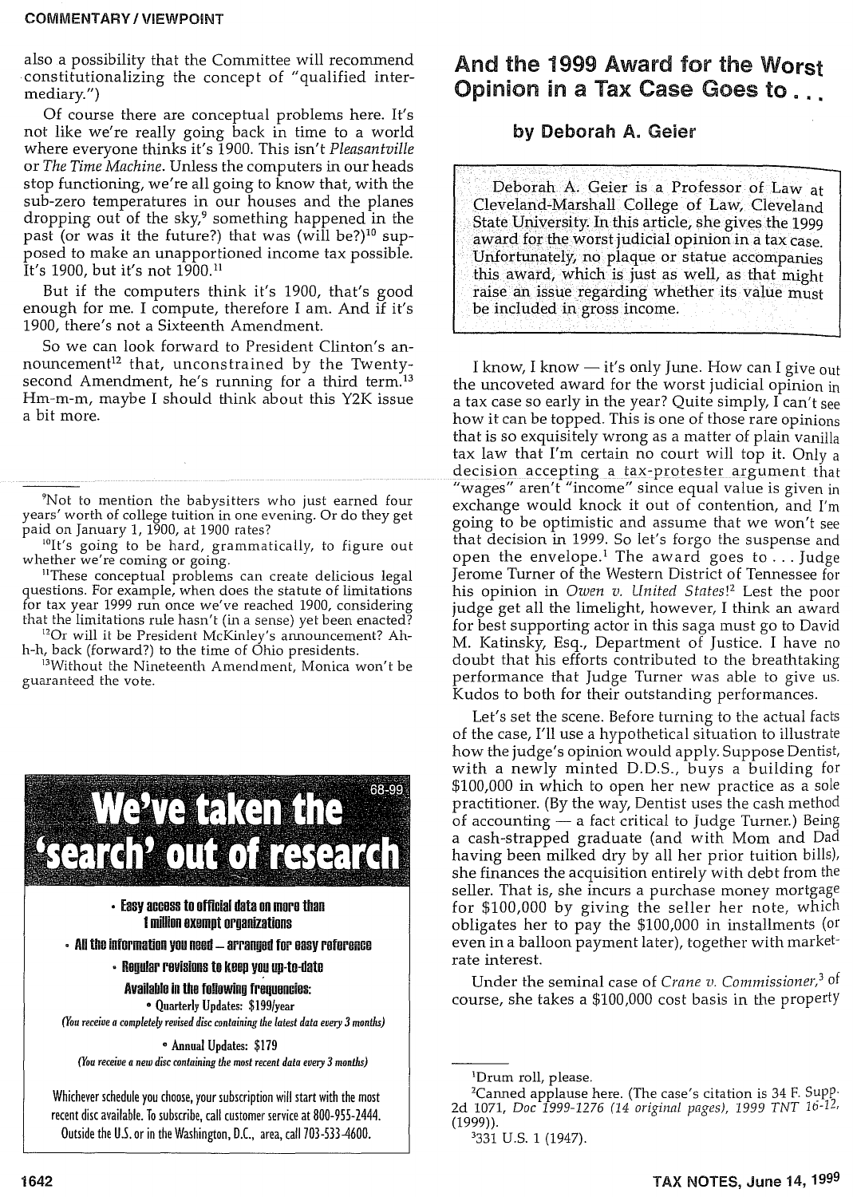also a possibility that the Committee will recommend constitutionalizing the concept of "qualified intermediary.")

Of course there are conceptual problems here. It's not like we're really going back in time to a world where everyone thinks it's 1900. This isn't *Pleasantville* or *The Time Machine*. Unless the computers in our heads stop functioning, we're all going to know that, with the sub-zero temperatures in our houses and the planes dropping out of the sky,[9] something happened in the past (or was it the future?) that was (will be?)[10] supposed to make an unapportioned income tax possible. It's 1900, but it's not 1900.[11]

But if the computers think it's 1900, that's good enough for me. I compute, therefore I am. And if it's 1900, there's not a Sixteenth Amendment.

So we can look forward to President Clinton's announcement[12] that, unconstrained by the Twenty-second Amendment, he's running for a third term.[13] Hm-m-m, maybe I should think about this Y2K issue a bit more.

---

[9]Not to mention the babysitters who just earned four years' worth of college tuition in one evening. Or do they get paid on January 1, 1900, at 1900 rates?

[10]It's going to be hard, grammatically, to figure out whether we're coming or going.

[11]These conceptual problems can create delicious legal questions. For example, when does the statute of limitations for tax year 1999 run once we've reached 1900, considering that the limitations rule hasn't (in a sense) yet been enacted?

[12]Or will it be President McKinley's announcement? Ah-h-h, back (forward?) to the time of Ohio presidents.

[13]Without the Nineteenth Amendment, Monica won't be guaranteed the vote.

---

68-99

**We've taken the 'search' out of research**

- **Easy access to official data on more than 1 million exempt organizations**
- **All the information you need — arranged for easy reference**
- **Regular revisions to keep you up-to-date**

**Available in the following frequencies:**

- **Quarterly Updates: $199/year**

*(You receive a completely revised disc containing the latest data every 3 months)*

- **Annual Updates: $179**

*(You receive a new disc containing the most recent data every 3 months)*

Whichever schedule you choose, your subscription will start with the most recent disc available. To subscribe, call customer service at 800-955-2444. Outside the U.S. or in the Washington, D.C., area, call 703-533-4600.

---

# And the 1999 Award for the Worst Opinion in a Tax Case Goes to . . .

### by Deborah A. Geier

Deborah A. Geier is a Professor of Law at Cleveland-Marshall College of Law, Cleveland State University. In this article, she gives the 1999 award for the worst judicial opinion in a tax case. Unfortunately, no plaque or statue accompanies this award, which is just as well, as that might raise an issue regarding whether its value must be included in gross income.

I know, I know — it's only June. How can I give out the uncoveted award for the worst judicial opinion in a tax case so early in the year? Quite simply, I can't see how it can be topped. This is one of those rare opinions that is so exquisitely wrong as a matter of plain vanilla tax law that I'm certain no court will top it. Only a decision accepting a tax-protester argument that "wages" aren't "income" since equal value is given in exchange would knock it out of contention, and I'm going to be optimistic and assume that we won't see that decision in 1999. So let's forgo the suspense and open the envelope.[1] The award goes to . . . Judge Jerome Turner of the Western District of Tennessee for his opinion in *Owen v. United States*![2] Lest the poor judge get all the limelight, however, I think an award for best supporting actor in this saga must go to David M. Katinsky, Esq., Department of Justice. I have no doubt that his efforts contributed to the breathtaking performance that Judge Turner was able to give us. Kudos to both for their outstanding performances.

Let's set the scene. Before turning to the actual facts of the case, I'll use a hypothetical situation to illustrate how the judge's opinion would apply. Suppose Dentist, with a newly minted D.D.S., buys a building for $100,000 in which to open her new practice as a sole practitioner. (By the way, Dentist uses the cash method of accounting — a fact critical to Judge Turner.) Being a cash-strapped graduate (and with Mom and Dad having been milked dry by all her prior tuition bills), she finances the acquisition entirely with debt from the seller. That is, she incurs a purchase money mortgage for $100,000 by giving the seller her note, which obligates her to pay the $100,000 in installments (or even in a balloon payment later), together with market-rate interest.

Under the seminal case of *Crane v. Commissioner*,[3] of course, she takes a $100,000 cost basis in the property

---

[1]Drum roll, please.

[2]Canned applause here. (The case's citation is 34 F. Supp. 2d 1071, *Doc 1999-1276 (14 original pages), 1999 TNT 16-12*, (1999)).

[3]331 U.S. 1 (1947).